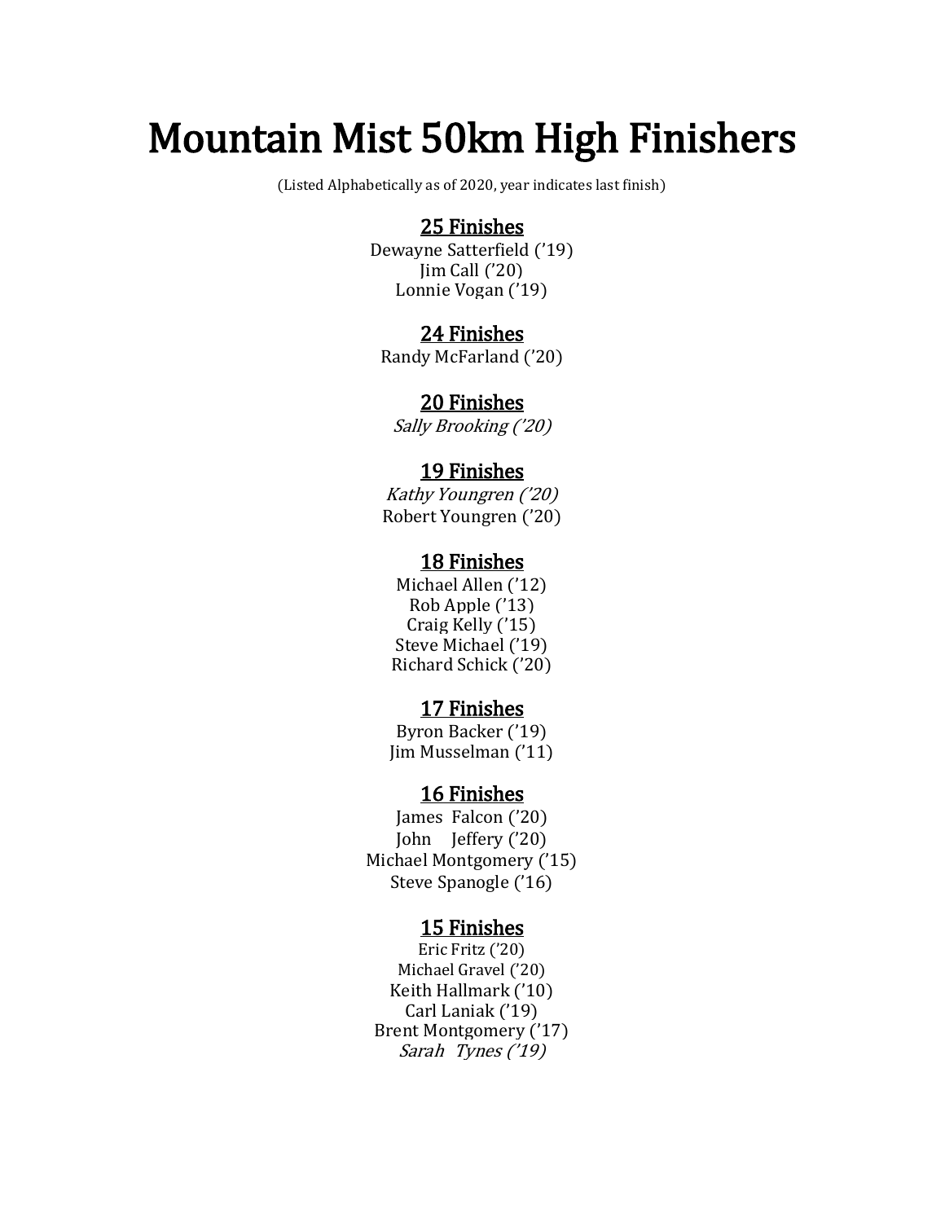# Mountain Mist 50km High Finishers

(Listed Alphabetically as of 2020, year indicates last finish)

## 25 Finishes

Dewayne Satterfield ('19)
Jim Call ('20)
Lonnie Vogan ('19)

## 24 Finishes

Randy McFarland ('20)

## 20 Finishes

*Sally Brooking ('20)*

## 19 Finishes

*Kathy Youngren ('20)*
Robert Youngren ('20)

## 18 Finishes

Michael Allen ('12)
Rob Apple ('13)
Craig Kelly ('15)
Steve Michael ('19)
Richard Schick ('20)

## 17 Finishes

Byron Backer ('19)
Jim Musselman ('11)

## 16 Finishes

James Falcon ('20)
John Jeffery ('20)
Michael Montgomery ('15)
Steve Spanogle ('16)

## 15 Finishes

Eric Fritz ('20)
Michael Gravel ('20)
Keith Hallmark ('10)
Carl Laniak ('19)
Brent Montgomery ('17)
*Sarah Tynes ('19)*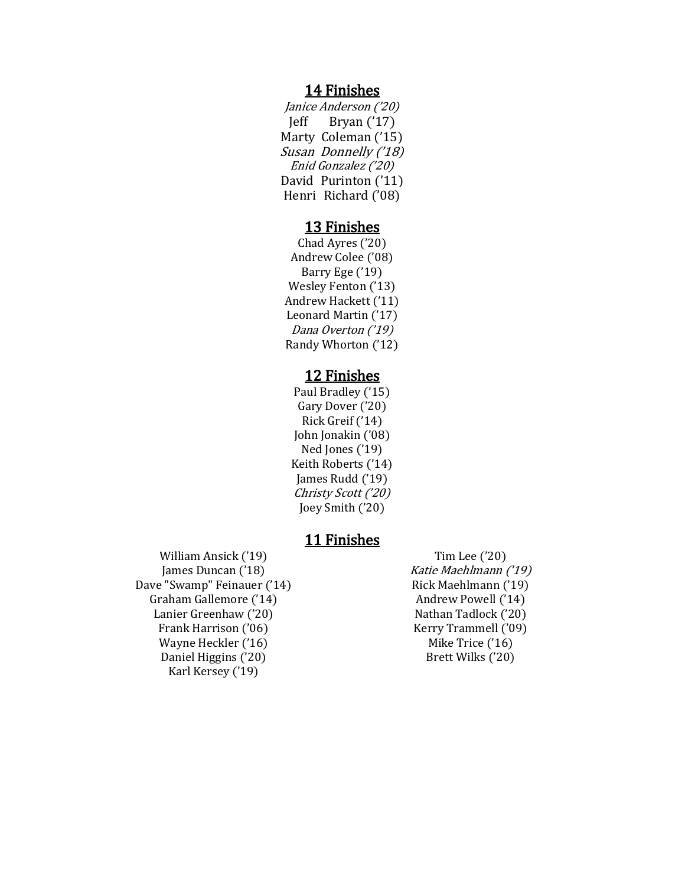## 14 Finishes

*Janice Anderson ('20)*
Jeff Bryan ('17)
Marty Coleman ('15)
*Susan Donnelly ('18)*
*Enid Gonzalez ('20)*
David Purinton ('11)
Henri Richard ('08)

## 13 Finishes

Chad Ayres ('20)
Andrew Colee ('08)
Barry Ege ('19)
Wesley Fenton ('13)
Andrew Hackett ('11)
Leonard Martin ('17)
*Dana Overton ('19)*
Randy Whorton ('12)

## 12 Finishes

Paul Bradley ('15)
Gary Dover ('20)
Rick Greif ('14)
John Jonakin ('08)
Ned Jones ('19)
Keith Roberts ('14)
James Rudd ('19)
*Christy Scott ('20)*
Joey Smith ('20)

## 11 Finishes

William Ansick ('19)
James Duncan ('18)
Dave "Swamp" Feinauer ('14)
Graham Gallemore ('14)
Lanier Greenhaw ('20)
Frank Harrison ('06)
Wayne Heckler ('16)
Daniel Higgins ('20)
Karl Kersey ('19)
Tim Lee ('20)
*Katie Maehlmann ('19)*
Rick Maehlmann ('19)
Andrew Powell ('14)
Nathan Tadlock ('20)
Kerry Trammell ('09)
Mike Trice ('16)
Brett Wilks ('20)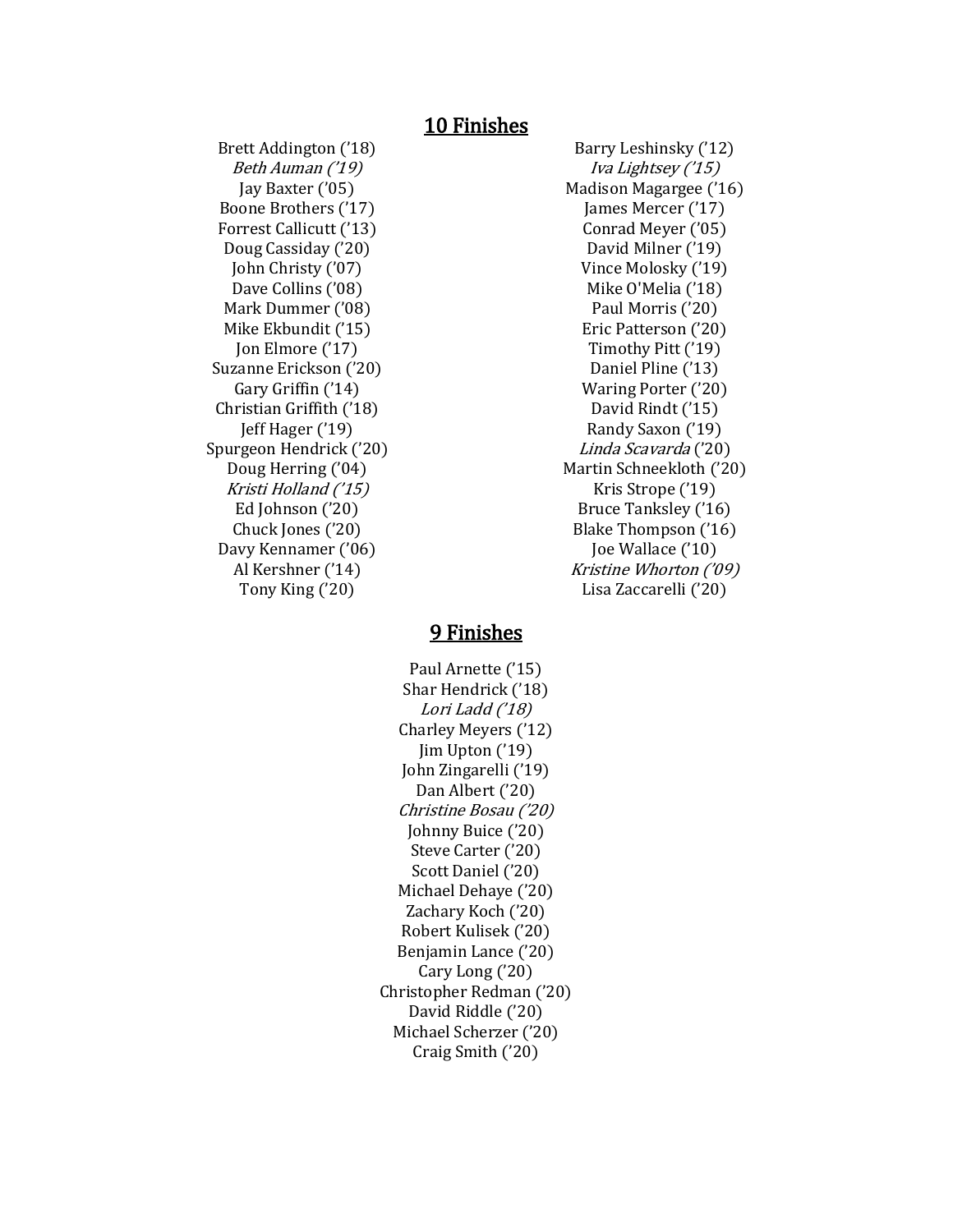## 10 Finishes

Brett Addington ('18)
*Beth Auman ('19)*
Jay Baxter ('05)
Boone Brothers ('17)
Forrest Callicutt ('13)
Doug Cassiday ('20)
John Christy ('07)
Dave Collins ('08)
Mark Dummer ('08)
Mike Ekbundit ('15)
Jon Elmore ('17)
Suzanne Erickson ('20)
Gary Griffin ('14)
Christian Griffith ('18)
Jeff Hager ('19)
Spurgeon Hendrick ('20)
Doug Herring ('04)
*Kristi Holland ('15)*
Ed Johnson ('20)
Chuck Jones ('20)
Davy Kennamer ('06)
Al Kershner ('14)
Tony King ('20)
Barry Leshinsky ('12)
*Iva Lightsey ('15)*
Madison Magargee ('16)
James Mercer ('17)
Conrad Meyer ('05)
David Milner ('19)
Vince Molosky ('19)
Mike O'Melia ('18)
Paul Morris ('20)
Eric Patterson ('20)
Timothy Pitt ('19)
Daniel Pline ('13)
Waring Porter ('20)
David Rindt ('15)
Randy Saxon ('19)
*Linda Scavarda* ('20)
Martin Schneekloth ('20)
Kris Strope ('19)
Bruce Tanksley ('16)
Blake Thompson ('16)
Joe Wallace ('10)
*Kristine Whorton ('09)*
Lisa Zaccarelli ('20)

## 9 Finishes

Paul Arnette ('15)
Shar Hendrick ('18)
*Lori Ladd ('18)*
Charley Meyers ('12)
Jim Upton ('19)
John Zingarelli ('19)
Dan Albert ('20)
*Christine Bosau ('20)*
Johnny Buice ('20)
Steve Carter ('20)
Scott Daniel ('20)
Michael Dehaye ('20)
Zachary Koch ('20)
Robert Kulisek ('20)
Benjamin Lance ('20)
Cary Long ('20)
Christopher Redman ('20)
David Riddle ('20)
Michael Scherzer ('20)
Craig Smith ('20)